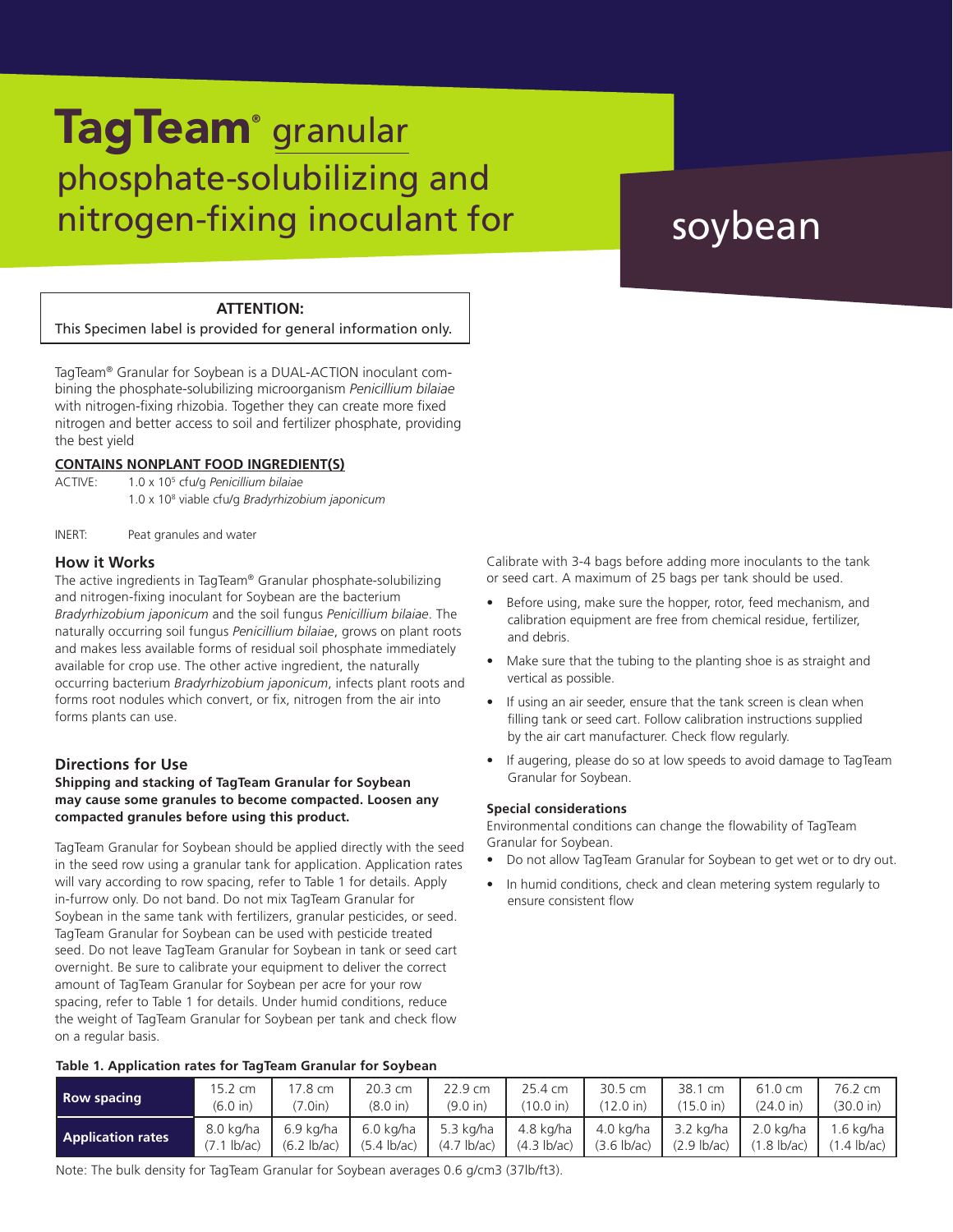# TagTeam® granular phosphate-solubilizing and nitrogen-fixing inoculant for soybean

**ATTENTION:**
This Specimen label is provided for general information only.

TagTeam® Granular for Soybean is a DUAL-ACTION inoculant combining the phosphate-solubilizing microorganism *Penicillium bilaiae* with nitrogen-fixing rhizobia. Together they can create more fixed nitrogen and better access to soil and fertilizer phosphate, providing the best yield

**CONTAINS NONPLANT FOOD INGREDIENT(S)**

ACTIVE: $1.0 \times 10^5$ cfu/g *Penicillium bilaiae*
$1.0 \times 10^8$ viable cfu/g *Bradyrhizobium japonicum*

INERT: Peat granules and water

## How it Works

The active ingredients in TagTeam® Granular phosphate-solubilizing and nitrogen-fixing inoculant for Soybean are the bacterium *Bradyrhizobium japonicum* and the soil fungus *Penicillium bilaiae*. The naturally occurring soil fungus *Penicillium bilaiae*, grows on plant roots and makes less available forms of residual soil phosphate immediately available for crop use. The other active ingredient, the naturally occurring bacterium *Bradyrhizobium japonicum*, infects plant roots and forms root nodules which convert, or fix, nitrogen from the air into forms plants can use.

## Directions for Use

**Shipping and stacking of TagTeam Granular for Soybean may cause some granules to become compacted. Loosen any compacted granules before using this product.**

TagTeam Granular for Soybean should be applied directly with the seed in the seed row using a granular tank for application. Application rates will vary according to row spacing, refer to Table 1 for details. Apply in-furrow only. Do not band. Do not mix TagTeam Granular for Soybean in the same tank with fertilizers, granular pesticides, or seed. TagTeam Granular for Soybean can be used with pesticide treated seed. Do not leave TagTeam Granular for Soybean in tank or seed cart overnight. Be sure to calibrate your equipment to deliver the correct amount of TagTeam Granular for Soybean per acre for your row spacing, refer to Table 1 for details. Under humid conditions, reduce the weight of TagTeam Granular for Soybean per tank and check flow on a regular basis.

Calibrate with 3-4 bags before adding more inoculants to the tank or seed cart. A maximum of 25 bags per tank should be used.

- Before using, make sure the hopper, rotor, feed mechanism, and calibration equipment are free from chemical residue, fertilizer, and debris.
- Make sure that the tubing to the planting shoe is as straight and vertical as possible.
- If using an air seeder, ensure that the tank screen is clean when filling tank or seed cart. Follow calibration instructions supplied by the air cart manufacturer. Check flow regularly.
- If augering, please do so at low speeds to avoid damage to TagTeam Granular for Soybean.

### Special considerations

Environmental conditions can change the flowability of TagTeam Granular for Soybean.

- Do not allow TagTeam Granular for Soybean to get wet or to dry out.
- In humid conditions, check and clean metering system regularly to ensure consistent flow

**Table 1. Application rates for TagTeam Granular for Soybean**

| Row spacing | 15.2 cm (6.0 in) | 17.8 cm (7.0in) | 20.3 cm (8.0 in) | 22.9 cm (9.0 in) | 25.4 cm (10.0 in) | 30.5 cm (12.0 in) | 38.1 cm (15.0 in) | 61.0 cm (24.0 in) | 76.2 cm (30.0 in) |
|---|---|---|---|---|---|---|---|---|---|
| **Application rates** | 8.0 kg/ha (7.1 lb/ac) | 6.9 kg/ha (6.2 lb/ac) | 6.0 kg/ha (5.4 lb/ac) | 5.3 kg/ha (4.7 lb/ac) | 4.8 kg/ha (4.3 lb/ac) | 4.0 kg/ha (3.6 lb/ac) | 3.2 kg/ha (2.9 lb/ac) | 2.0 kg/ha (1.8 lb/ac) | 1.6 kg/ha (1.4 lb/ac) |

Note: The bulk density for TagTeam Granular for Soybean averages 0.6 g/cm3 (37lb/ft3).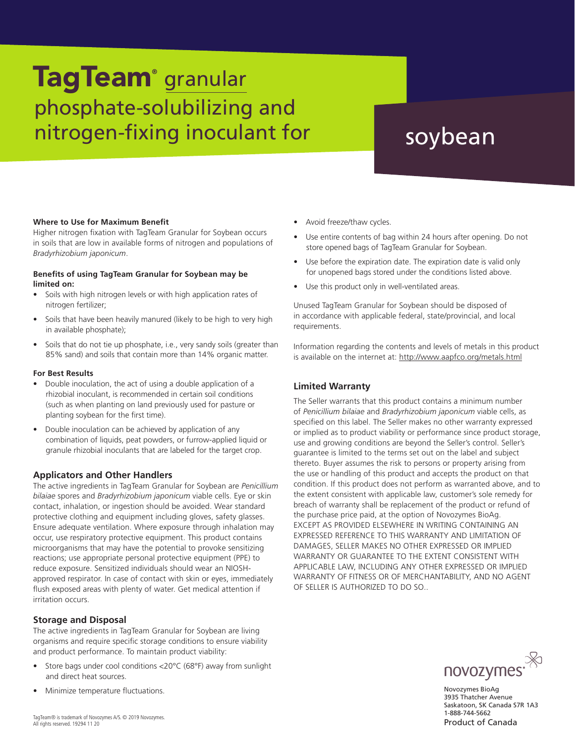# TagTeam® granular phosphate-solubilizing and nitrogen-fixing inoculant for soybean

**Where to Use for Maximum Benefit**

Higher nitrogen fixation with TagTeam Granular for Soybean occurs in soils that are low in available forms of nitrogen and populations of *Bradyrhizobium japonicum*.

**Benefits of using TagTeam Granular for Soybean may be limited on:**

- Soils with high nitrogen levels or with high application rates of nitrogen fertilizer;
- Soils that have been heavily manured (likely to be high to very high in available phosphate);
- Soils that do not tie up phosphate, i.e., very sandy soils (greater than 85% sand) and soils that contain more than 14% organic matter.

**For Best Results**

- Double inoculation, the act of using a double application of a rhizobial inoculant, is recommended in certain soil conditions (such as when planting on land previously used for pasture or planting soybean for the first time).
- Double inoculation can be achieved by application of any combination of liquids, peat powders, or furrow-applied liquid or granule rhizobial inoculants that are labeled for the target crop.

## Applicators and Other Handlers

The active ingredients in TagTeam Granular for Soybean are *Penicillium bilaiae* spores and *Bradyrhizobium japonicum* viable cells. Eye or skin contact, inhalation, or ingestion should be avoided. Wear standard protective clothing and equipment including gloves, safety glasses. Ensure adequate ventilation. Where exposure through inhalation may occur, use respiratory protective equipment. This product contains microorganisms that may have the potential to provoke sensitizing reactions; use appropriate personal protective equipment (PPE) to reduce exposure. Sensitized individuals should wear an NIOSH-approved respirator. In case of contact with skin or eyes, immediately flush exposed areas with plenty of water. Get medical attention if irritation occurs.

## Storage and Disposal

The active ingredients in TagTeam Granular for Soybean are living organisms and require specific storage conditions to ensure viability and product performance. To maintain product viability:

- Store bags under cool conditions <20°C (68°F) away from sunlight and direct heat sources.
- Minimize temperature fluctuations.
- Avoid freeze/thaw cycles.
- Use entire contents of bag within 24 hours after opening. Do not store opened bags of TagTeam Granular for Soybean.
- Use before the expiration date. The expiration date is valid only for unopened bags stored under the conditions listed above.
- Use this product only in well-ventilated areas.

Unused TagTeam Granular for Soybean should be disposed of in accordance with applicable federal, state/provincial, and local requirements.

Information regarding the contents and levels of metals in this product is available on the internet at: http://www.aapfco.org/metals.html

## Limited Warranty

The Seller warrants that this product contains a minimum number of *Penicillium bilaiae* and *Bradyrhizobium japonicum* viable cells, as specified on this label. The Seller makes no other warranty expressed or implied as to product viability or performance since product storage, use and growing conditions are beyond the Seller's control. Seller's guarantee is limited to the terms set out on the label and subject thereto. Buyer assumes the risk to persons or property arising from the use or handling of this product and accepts the product on that condition. If this product does not perform as warranted above, and to the extent consistent with applicable law, customer's sole remedy for breach of warranty shall be replacement of the product or refund of the purchase price paid, at the option of Novozymes BioAg. EXCEPT AS PROVIDED ELSEWHERE IN WRITING CONTAINING AN EXPRESSED REFERENCE TO THIS WARRANTY AND LIMITATION OF DAMAGES, SELLER MAKES NO OTHER EXPRESSED OR IMPLIED WARRANTY OR GUARANTEE TO THE EXTENT CONSISTENT WITH APPLICABLE LAW, INCLUDING ANY OTHER EXPRESSED OR IMPLIED WARRANTY OF FITNESS OR OF MERCHANTABILITY, AND NO AGENT OF SELLER IS AUTHORIZED TO DO SO..

novozymes

Novozymes BioAg
3935 Thatcher Avenue
Saskatoon, SK Canada S7R 1A3
1-888-744-5662
Product of Canada

TagTeam® is trademark of Novozymes A/S. © 2019 Novozymes.
All rights reserved. 19294 11 20